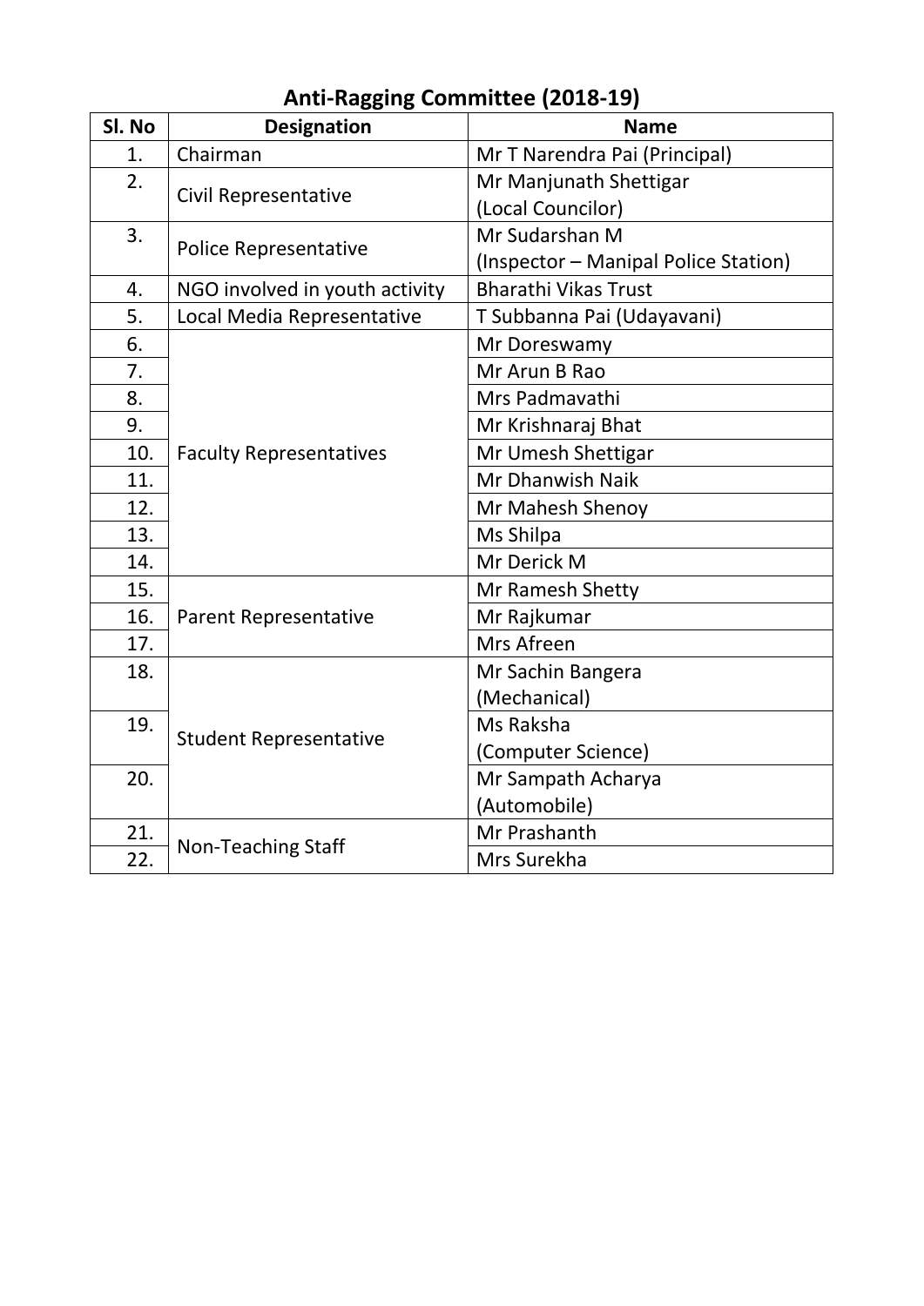# Anti-Ragging Committee (2018-19)

| Sl. No | Designation | Name |
|---|---|---|
| 1. | Chairman | Mr T Narendra Pai (Principal) |
| 2. | Civil Representative | Mr Manjunath Shettigar (Local Councilor) |
| 3. | Police Representative | Mr Sudarshan M (Inspector – Manipal Police Station) |
| 4. | NGO involved in youth activity | Bharathi Vikas Trust |
| 5. | Local Media Representative | T Subbanna Pai (Udayavani) |
| 6. | Faculty Representatives | Mr Doreswamy |
| 7. | | Mr Arun B Rao |
| 8. | | Mrs Padmavathi |
| 9. | | Mr Krishnaraj Bhat |
| 10. | | Mr Umesh Shettigar |
| 11. | | Mr Dhanwish Naik |
| 12. | | Mr Mahesh Shenoy |
| 13. | | Ms Shilpa |
| 14. | | Mr Derick M |
| 15. | Parent Representative | Mr Ramesh Shetty |
| 16. | | Mr Rajkumar |
| 17. | | Mrs Afreen |
| 18. | Student Representative | Mr Sachin Bangera (Mechanical) |
| 19. | | Ms Raksha (Computer Science) |
| 20. | | Mr Sampath Acharya (Automobile) |
| 21. | Non-Teaching Staff | Mr Prashanth |
| 22. | | Mrs Surekha |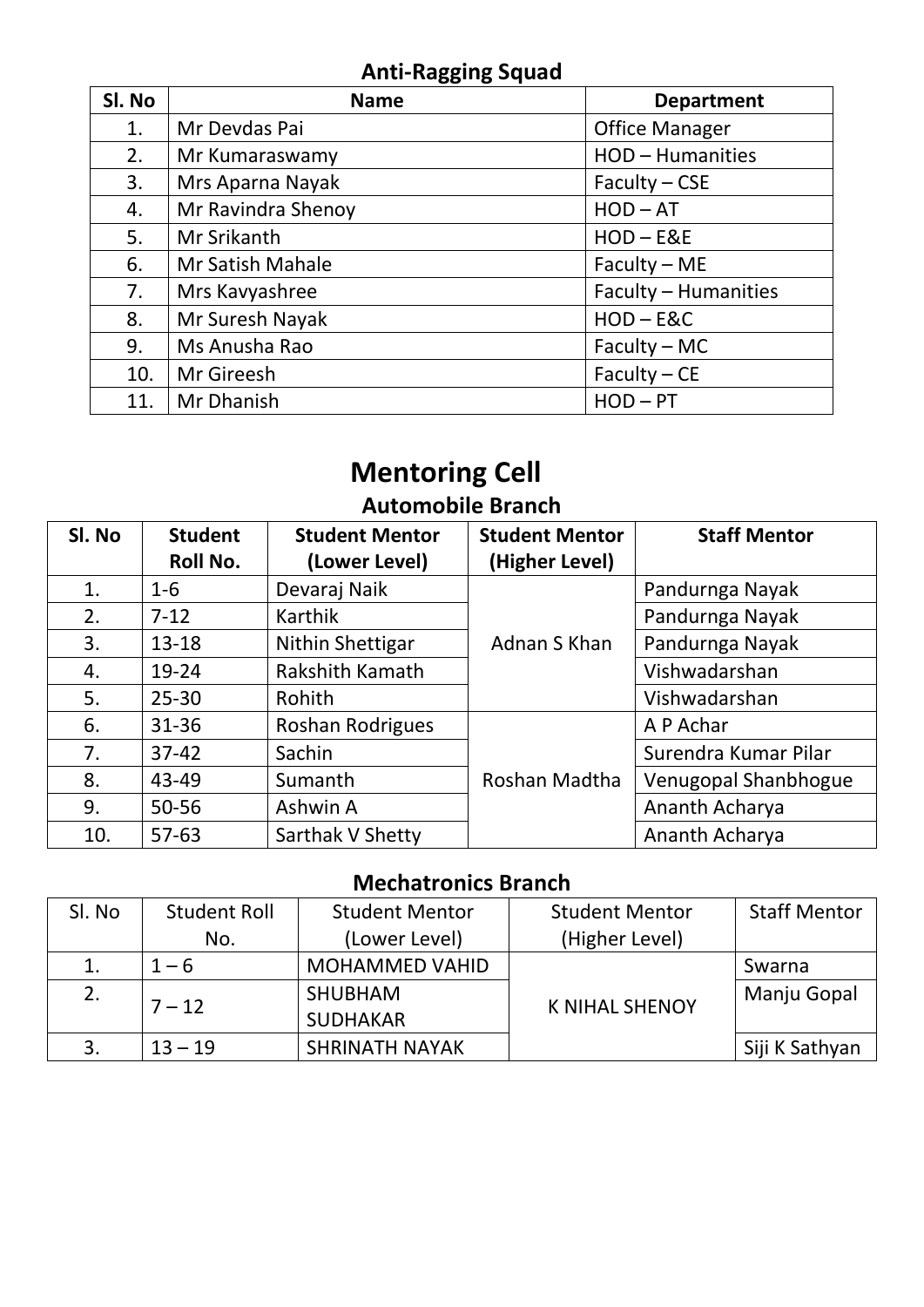## Anti-Ragging Squad

| Sl. No | Name | Department |
|---|---|---|
| 1. | Mr Devdas Pai | Office Manager |
| 2. | Mr Kumaraswamy | HOD – Humanities |
| 3. | Mrs Aparna Nayak | Faculty – CSE |
| 4. | Mr Ravindra Shenoy | HOD – AT |
| 5. | Mr Srikanth | HOD – E&E |
| 6. | Mr Satish Mahale | Faculty – ME |
| 7. | Mrs Kavyashree | Faculty – Humanities |
| 8. | Mr Suresh Nayak | HOD – E&C |
| 9. | Ms Anusha Rao | Faculty – MC |
| 10. | Mr Gireesh | Faculty – CE |
| 11. | Mr Dhanish | HOD – PT |

# Mentoring Cell

### Automobile Branch

| Sl. No | Student Roll No. | Student Mentor (Lower Level) | Student Mentor (Higher Level) | Staff Mentor |
|---|---|---|---|---|
| 1. | 1-6 | Devaraj Naik | Adnan S Khan | Pandurnga Nayak |
| 2. | 7-12 | Karthik | | Pandurnga Nayak |
| 3. | 13-18 | Nithin Shettigar | | Pandurnga Nayak |
| 4. | 19-24 | Rakshith Kamath | | Vishwadarshan |
| 5. | 25-30 | Rohith | | Vishwadarshan |
| 6. | 31-36 | Roshan Rodrigues | Roshan Madtha | A P Achar |
| 7. | 37-42 | Sachin | | Surendra Kumar Pilar |
| 8. | 43-49 | Sumanth | | Venugopal Shanbhogue |
| 9. | 50-56 | Ashwin A | | Ananth Acharya |
| 10. | 57-63 | Sarthak V Shetty | | Ananth Acharya |

### Mechatronics Branch

| Sl. No | Student Roll No. | Student Mentor (Lower Level) | Student Mentor (Higher Level) | Staff Mentor |
|---|---|---|---|---|
| 1. | 1 – 6 | MOHAMMED VAHID | K NIHAL SHENOY | Swarna |
| 2. | 7 – 12 | SHUBHAM SUDHAKAR | | Manju Gopal |
| 3. | 13 – 19 | SHRINATH NAYAK | | Siji K Sathyan |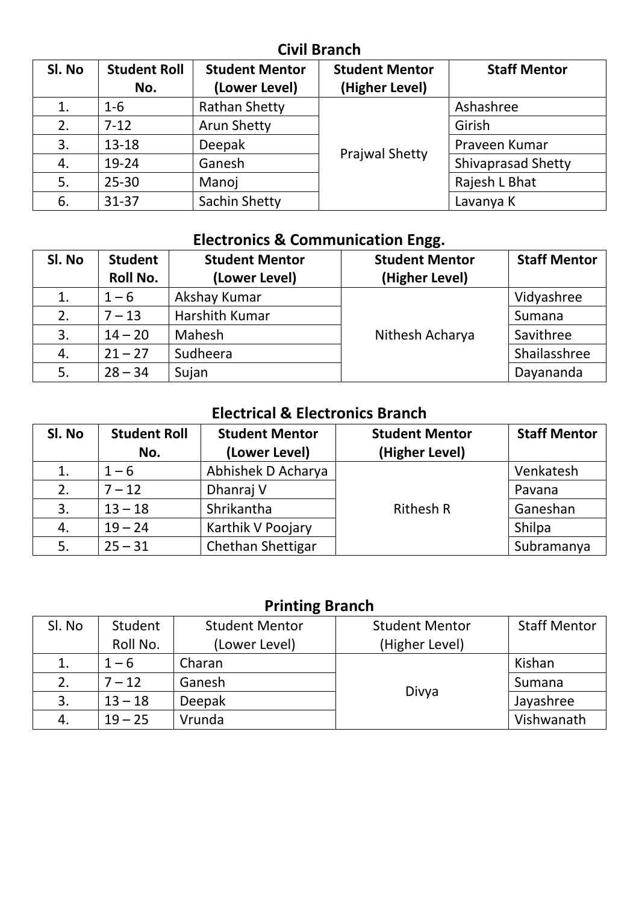## Civil Branch

| Sl. No | Student Roll No. | Student Mentor (Lower Level) | Student Mentor (Higher Level) | Staff Mentor |
|---|---|---|---|---|
| 1. | 1-6 | Rathan Shetty | Prajwal Shetty | Ashashree |
| 2. | 7-12 | Arun Shetty | | Girish |
| 3. | 13-18 | Deepak | | Praveen Kumar |
| 4. | 19-24 | Ganesh | | Shivaprasad Shetty |
| 5. | 25-30 | Manoj | | Rajesh L Bhat |
| 6. | 31-37 | Sachin Shetty | | Lavanya K |

## Electronics & Communication Engg.

| Sl. No | Student Roll No. | Student Mentor (Lower Level) | Student Mentor (Higher Level) | Staff Mentor |
|---|---|---|---|---|
| 1. | 1 – 6 | Akshay Kumar | Nithesh Acharya | Vidyashree |
| 2. | 7 – 13 | Harshith Kumar | | Sumana |
| 3. | 14 – 20 | Mahesh | | Savithree |
| 4. | 21 – 27 | Sudheera | | Shailasshree |
| 5. | 28 – 34 | Sujan | | Dayananda |

## Electrical & Electronics Branch

| Sl. No | Student Roll No. | Student Mentor (Lower Level) | Student Mentor (Higher Level) | Staff Mentor |
|---|---|---|---|---|
| 1. | 1 – 6 | Abhishek D Acharya | Rithesh R | Venkatesh |
| 2. | 7 – 12 | Dhanraj V | | Pavana |
| 3. | 13 – 18 | Shrikantha | | Ganeshan |
| 4. | 19 – 24 | Karthik V Poojary | | Shilpa |
| 5. | 25 – 31 | Chethan Shettigar | | Subramanya |

## Printing Branch

| Sl. No | Student Roll No. | Student Mentor (Lower Level) | Student Mentor (Higher Level) | Staff Mentor |
|---|---|---|---|---|
| 1. | 1 – 6 | Charan | Divya | Kishan |
| 2. | 7 – 12 | Ganesh | | Sumana |
| 3. | 13 – 18 | Deepak | | Jayashree |
| 4. | 19 – 25 | Vrunda | | Vishwanath |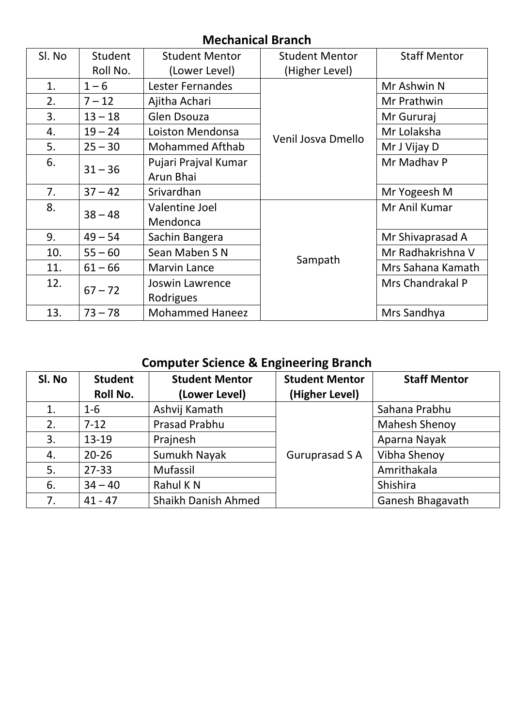## Mechanical Branch

| Sl. No | Student Roll No. | Student Mentor (Lower Level) | Student Mentor (Higher Level) | Staff Mentor |
|---|---|---|---|---|
| 1. | 1 – 6 | Lester Fernandes | Venil Josva Dmello | Mr Ashwin N |
| 2. | 7 – 12 | Ajitha Achari | | Mr Prathwin |
| 3. | 13 – 18 | Glen Dsouza | | Mr Gururaj |
| 4. | 19 – 24 | Loiston Mendonsa | | Mr Lolaksha |
| 5. | 25 – 30 | Mohammed Afthab | | Mr J Vijay D |
| 6. | 31 – 36 | Pujari Prajval Kumar Arun Bhai | | Mr Madhav P |
| 7. | 37 – 42 | Srivardhan | | Mr Yogeesh M |
| 8. | 38 – 48 | Valentine Joel Mendonca | Sampath | Mr Anil Kumar |
| 9. | 49 – 54 | Sachin Bangera | | Mr Shivaprasad A |
| 10. | 55 – 60 | Sean Maben S N | | Mr Radhakrishna V |
| 11. | 61 – 66 | Marvin Lance | | Mrs Sahana Kamath |
| 12. | 67 – 72 | Joswin Lawrence Rodrigues | | Mrs Chandrakal P |
| 13. | 73 – 78 | Mohammed Haneez | | Mrs Sandhya |

## Computer Science & Engineering Branch

| **Sl. No** | **Student Roll No.** | **Student Mentor (Lower Level)** | **Student Mentor (Higher Level)** | **Staff Mentor** |
|---|---|---|---|---|
| 1. | 1-6 | Ashvij Kamath | Guruprasad S A | Sahana Prabhu |
| 2. | 7-12 | Prasad Prabhu | | Mahesh Shenoy |
| 3. | 13-19 | Prajnesh | | Aparna Nayak |
| 4. | 20-26 | Sumukh Nayak | | Vibha Shenoy |
| 5. | 27-33 | Mufassil | | Amrithakala |
| 6. | 34 – 40 | Rahul K N | | Shishira |
| 7. | 41 - 47 | Shaikh Danish Ahmed | | Ganesh Bhagavath |